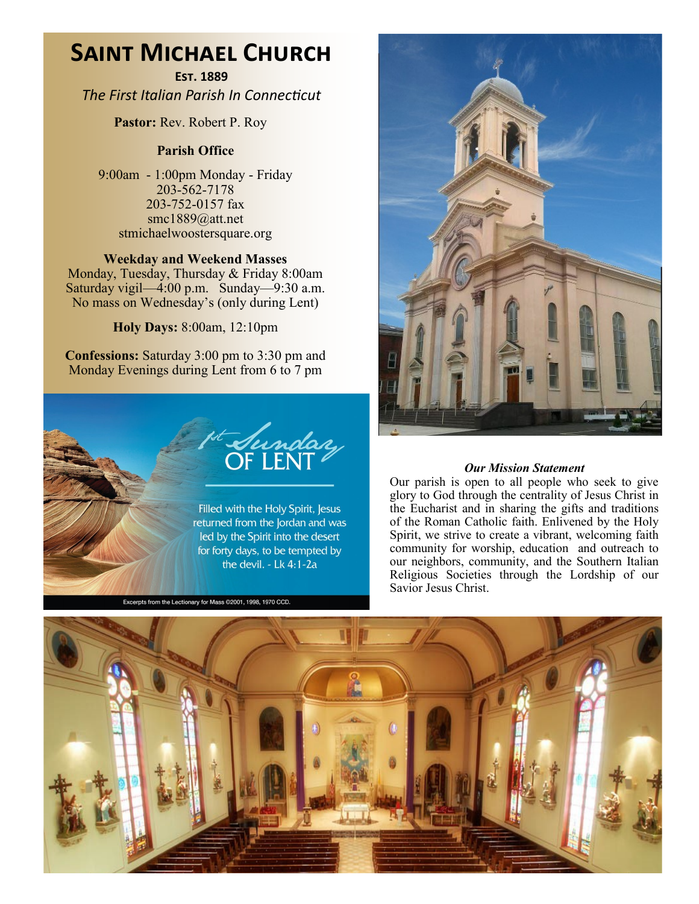# Saint Michael Church

**Est. 1889**

*The First Italian Parish In Connecticut*

**Pastor:** Rev. Robert P. Roy

**Parish Office**

9:00am - 1:00pm Monday - Friday
203-562-7178
203-752-0157 fax
smc1889@att.net
stmichaelwoostersquare.org

**Weekday and Weekend Masses**

Monday, Tuesday, Thursday & Friday 8:00am
Saturday vigil—4:00 p.m. Sunday—9:30 a.m.
No mass on Wednesday's (only during Lent)

**Holy Days:** 8:00am, 12:10pm

**Confessions:** Saturday 3:00 pm to 3:30 pm and Monday Evenings during Lent from 6 to 7 pm

1st Sunday OF LENT

Filled with the Holy Spirit, Jesus returned from the Jordan and was led by the Spirit into the desert for forty days, to be tempted by the devil. - Lk 4:1-2a

Excerpts from the Lectionary for Mass ©2001, 1998, 1970 CCD.

***Our Mission Statement***

Our parish is open to all people who seek to give glory to God through the centrality of Jesus Christ in the Eucharist and in sharing the gifts and traditions of the Roman Catholic faith. Enlivened by the Holy Spirit, we strive to create a vibrant, welcoming faith community for worship, education and outreach to our neighbors, community, and the Southern Italian Religious Societies through the Lordship of our Savior Jesus Christ.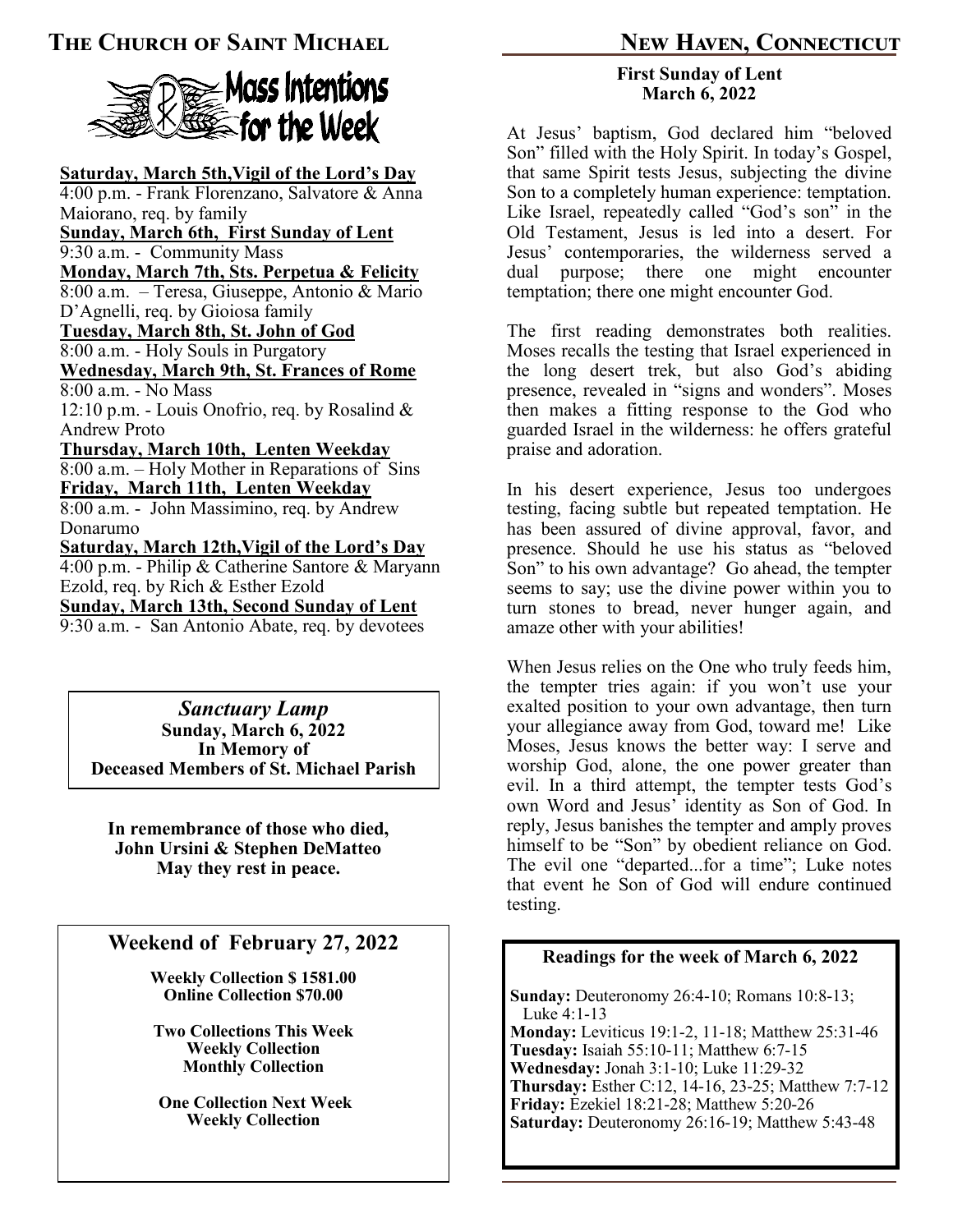# The Church of Saint Michael

# New Haven, Connecticut

## Mass Intentions for the Week

**Saturday, March 5th,Vigil of the Lord's Day**
4:00 p.m. - Frank Florenzano, Salvatore & Anna Maiorano, req. by family

**Sunday, March 6th, First Sunday of Lent**
9:30 a.m. - Community Mass

**Monday, March 7th, Sts. Perpetua & Felicity**
8:00 a.m. – Teresa, Giuseppe, Antonio & Mario D'Agnelli, req. by Gioiosa family

**Tuesday, March 8th, St. John of God**
8:00 a.m. - Holy Souls in Purgatory

**Wednesday, March 9th, St. Frances of Rome**
8:00 a.m. - No Mass
12:10 p.m. - Louis Onofrio, req. by Rosalind & Andrew Proto

**Thursday, March 10th, Lenten Weekday**
8:00 a.m. – Holy Mother in Reparations of Sins

**Friday, March 11th, Lenten Weekday**
8:00 a.m. - John Massimino, req. by Andrew Donarumo

**Saturday, March 12th,Vigil of the Lord's Day**
4:00 p.m. - Philip & Catherine Santore & Maryann Ezold, req. by Rich & Esther Ezold

**Sunday, March 13th, Second Sunday of Lent**
9:30 a.m. - San Antonio Abate, req. by devotees

***Sanctuary Lamp***
**Sunday, March 6, 2022**
**In Memory of**
**Deceased Members of St. Michael Parish**

**In remembrance of those who died,**
**John Ursini & Stephen DeMatteo**
**May they rest in peace.**

## Weekend of February 27, 2022

**Weekly Collection $ 1581.00**
**Online Collection $70.00**

**Two Collections This Week**
**Weekly Collection**
**Monthly Collection**

**One Collection Next Week**
**Weekly Collection**

## First Sunday of Lent
**March 6, 2022**

At Jesus' baptism, God declared him "beloved Son" filled with the Holy Spirit. In today's Gospel, that same Spirit tests Jesus, subjecting the divine Son to a completely human experience: temptation. Like Israel, repeatedly called "God's son" in the Old Testament, Jesus is led into a desert. For Jesus' contemporaries, the wilderness served a dual purpose; there one might encounter temptation; there one might encounter God.

The first reading demonstrates both realities. Moses recalls the testing that Israel experienced in the long desert trek, but also God's abiding presence, revealed in "signs and wonders". Moses then makes a fitting response to the God who guarded Israel in the wilderness: he offers grateful praise and adoration.

In his desert experience, Jesus too undergoes testing, facing subtle but repeated temptation. He has been assured of divine approval, favor, and presence. Should he use his status as "beloved Son" to his own advantage? Go ahead, the tempter seems to say; use the divine power within you to turn stones to bread, never hunger again, and amaze other with your abilities!

When Jesus relies on the One who truly feeds him, the tempter tries again: if you won't use your exalted position to your own advantage, then turn your allegiance away from God, toward me! Like Moses, Jesus knows the better way: I serve and worship God, alone, the one power greater than evil. In a third attempt, the tempter tests God's own Word and Jesus' identity as Son of God. In reply, Jesus banishes the tempter and amply proves himself to be "Son" by obedient reliance on God. The evil one "departed...for a time"; Luke notes that event he Son of God will endure continued testing.

### Readings for the week of March 6, 2022

**Sunday:** Deuteronomy 26:4-10; Romans 10:8-13; Luke 4:1-13
**Monday:** Leviticus 19:1-2, 11-18; Matthew 25:31-46
**Tuesday:** Isaiah 55:10-11; Matthew 6:7-15
**Wednesday:** Jonah 3:1-10; Luke 11:29-32
**Thursday:** Esther C:12, 14-16, 23-25; Matthew 7:7-12
**Friday:** Ezekiel 18:21-28; Matthew 5:20-26
**Saturday:** Deuteronomy 26:16-19; Matthew 5:43-48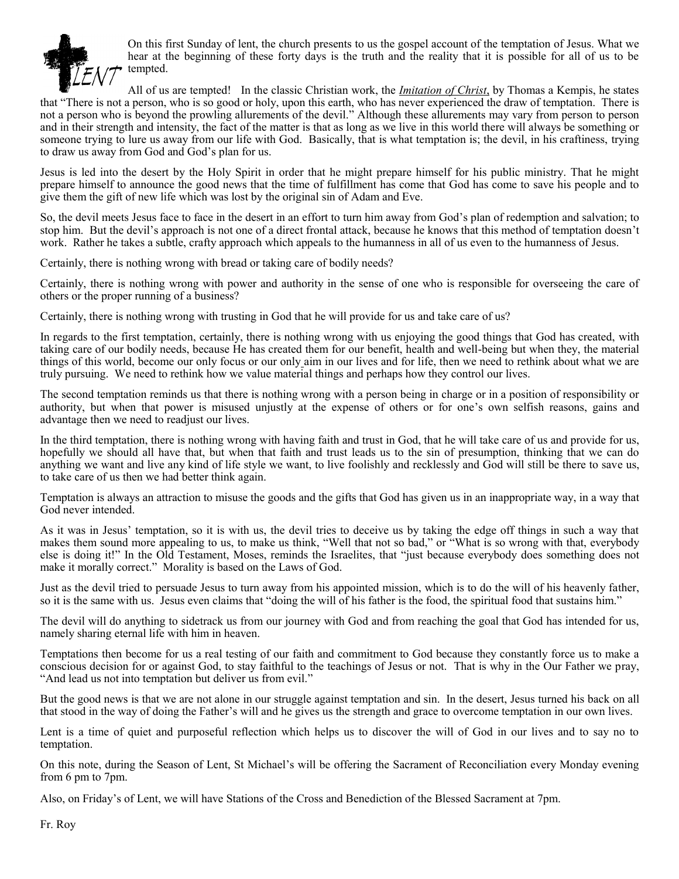On this first Sunday of lent, the church presents to us the gospel account of the temptation of Jesus. What we hear at the beginning of these forty days is the truth and the reality that it is possible for all of us to be tempted.

All of us are tempted! In the classic Christian work, the ***Imitation of Christ***, by Thomas a Kempis, he states that "There is not a person, who is so good or holy, upon this earth, who has never experienced the draw of temptation. There is not a person who is beyond the prowling allurements of the devil." Although these allurements may vary from person to person and in their strength and intensity, the fact of the matter is that as long as we live in this world there will always be something or someone trying to lure us away from our life with God. Basically, that is what temptation is; the devil, in his craftiness, trying to draw us away from God and God's plan for us.

Jesus is led into the desert by the Holy Spirit in order that he might prepare himself for his public ministry. That he might prepare himself to announce the good news that the time of fulfillment has come that God has come to save his people and to give them the gift of new life which was lost by the original sin of Adam and Eve.

So, the devil meets Jesus face to face in the desert in an effort to turn him away from God's plan of redemption and salvation; to stop him. But the devil's approach is not one of a direct frontal attack, because he knows that this method of temptation doesn't work. Rather he takes a subtle, crafty approach which appeals to the humanness in all of us even to the humanness of Jesus.

Certainly, there is nothing wrong with bread or taking care of bodily needs?

Certainly, there is nothing wrong with power and authority in the sense of one who is responsible for overseeing the care of others or the proper running of a business?

Certainly, there is nothing wrong with trusting in God that he will provide for us and take care of us?

In regards to the first temptation, certainly, there is nothing wrong with us enjoying the good things that God has created, with taking care of our bodily needs, because He has created them for our benefit, health and well-being but when they, the material things of this world, become our only focus or our only aim in our lives and for life, then we need to rethink about what we are truly pursuing. We need to rethink how we value material things and perhaps how they control our lives.

The second temptation reminds us that there is nothing wrong with a person being in charge or in a position of responsibility or authority, but when that power is misused unjustly at the expense of others or for one's own selfish reasons, gains and advantage then we need to readjust our lives.

In the third temptation, there is nothing wrong with having faith and trust in God, that he will take care of us and provide for us, hopefully we should all have that, but when that faith and trust leads us to the sin of presumption, thinking that we can do anything we want and live any kind of life style we want, to live foolishly and recklessly and God will still be there to save us, to take care of us then we had better think again.

Temptation is always an attraction to misuse the goods and the gifts that God has given us in an inappropriate way, in a way that God never intended.

As it was in Jesus' temptation, so it is with us, the devil tries to deceive us by taking the edge off things in such a way that makes them sound more appealing to us, to make us think, "Well that not so bad," or "What is so wrong with that, everybody else is doing it!" In the Old Testament, Moses, reminds the Israelites, that "just because everybody does something does not make it morally correct." Morality is based on the Laws of God.

Just as the devil tried to persuade Jesus to turn away from his appointed mission, which is to do the will of his heavenly father, so it is the same with us. Jesus even claims that "doing the will of his father is the food, the spiritual food that sustains him."

The devil will do anything to sidetrack us from our journey with God and from reaching the goal that God has intended for us, namely sharing eternal life with him in heaven.

Temptations then become for us a real testing of our faith and commitment to God because they constantly force us to make a conscious decision for or against God, to stay faithful to the teachings of Jesus or not. That is why in the Our Father we pray, "And lead us not into temptation but deliver us from evil."

But the good news is that we are not alone in our struggle against temptation and sin. In the desert, Jesus turned his back on all that stood in the way of doing the Father's will and he gives us the strength and grace to overcome temptation in our own lives.

Lent is a time of quiet and purposeful reflection which helps us to discover the will of God in our lives and to say no to temptation.

On this note, during the Season of Lent, St Michael's will be offering the Sacrament of Reconciliation every Monday evening from 6 pm to 7pm.

Also, on Friday's of Lent, we will have Stations of the Cross and Benediction of the Blessed Sacrament at 7pm.

Fr. Roy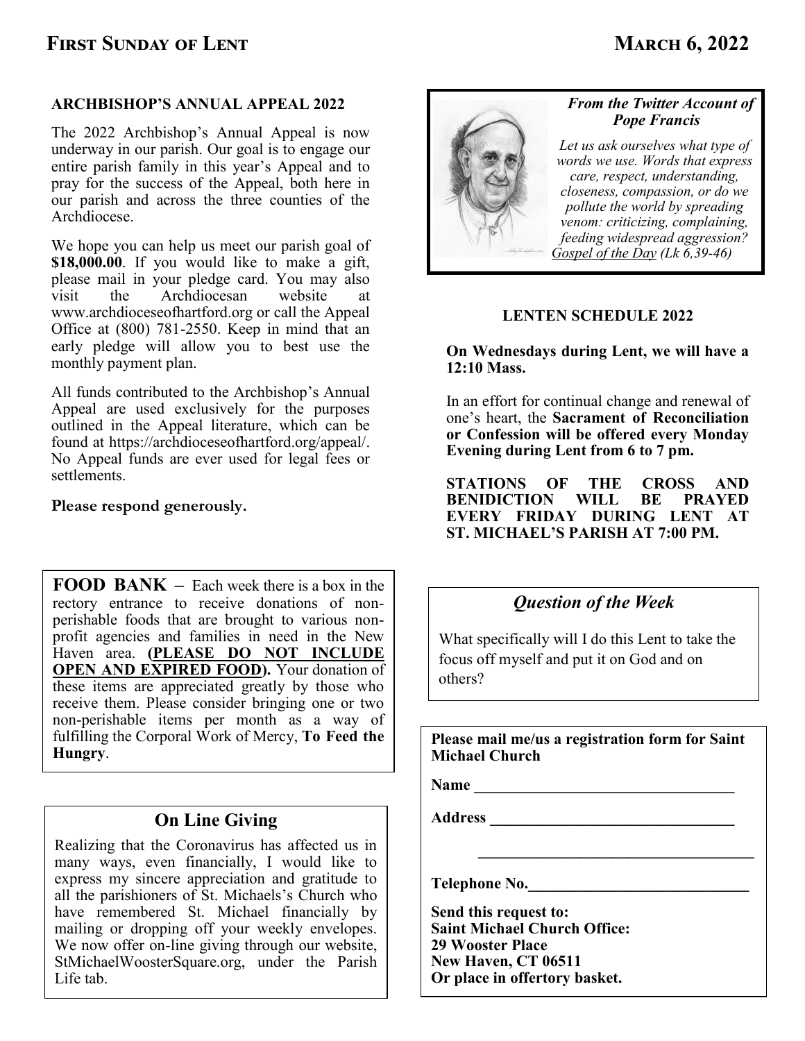# FIRST SUNDAY OF LENT — MARCH 6, 2022

## ARCHBISHOP'S ANNUAL APPEAL 2022

The 2022 Archbishop's Annual Appeal is now underway in our parish. Our goal is to engage our entire parish family in this year's Appeal and to pray for the success of the Appeal, both here in our parish and across the three counties of the Archdiocese.

We hope you can help us meet our parish goal of **$18,000.00**. If you would like to make a gift, please mail in your pledge card. You may also visit the Archdiocesan website at www.archdioceseofhartford.org or call the Appeal Office at (800) 781-2550. Keep in mind that an early pledge will allow you to best use the monthly payment plan.

All funds contributed to the Archbishop's Annual Appeal are used exclusively for the purposes outlined in the Appeal literature, which can be found at https://archdioceseofhartford.org/appeal/. No Appeal funds are ever used for legal fees or settlements.

**Please respond generously.**

**FOOD BANK** – Each week there is a box in the rectory entrance to receive donations of non-perishable foods that are brought to various non-profit agencies and families in need in the New Haven area. **(PLEASE DO NOT INCLUDE OPEN AND EXPIRED FOOD).** Your donation of these items are appreciated greatly by those who receive them. Please consider bringing one or two non-perishable items per month as a way of fulfilling the Corporal Work of Mercy, **To Feed the Hungry**.

## On Line Giving

Realizing that the Coronavirus has affected us in many ways, even financially, I would like to express my sincere appreciation and gratitude to all the parishioners of St. Michaels's Church who have remembered St. Michael financially by mailing or dropping off your weekly envelopes. We now offer on-line giving through our website, StMichaelWoosterSquare.org, under the Parish Life tab.

***From the Twitter Account of Pope Francis***

*Let us ask ourselves what type of words we use. Words that express care, respect, understanding, closeness, compassion, or do we pollute the world by spreading venom: criticizing, complaining, feeding widespread aggression?*
*Gospel of the Day (Lk 6,39-46)*

## LENTEN SCHEDULE 2022

**On Wednesdays during Lent, we will have a 12:10 Mass.**

In an effort for continual change and renewal of one's heart, the **Sacrament of Reconciliation or Confession will be offered every Monday Evening during Lent from 6 to 7 pm.**

**STATIONS OF THE CROSS AND BENIDICTION WILL BE PRAYED EVERY FRIDAY DURING LENT AT ST. MICHAEL'S PARISH AT 7:00 PM.**

## *Question of the Week*

What specifically will I do this Lent to take the focus off myself and put it on God and on others?

**Please mail me/us a registration form for Saint Michael Church**

**Name** ___________________________________

**Address** ________________________________

___________________________________

**Telephone No.**____________________________

**Send this request to:**
**Saint Michael Church Office:**
**29 Wooster Place**
**New Haven, CT 06511**
**Or place in offertory basket.**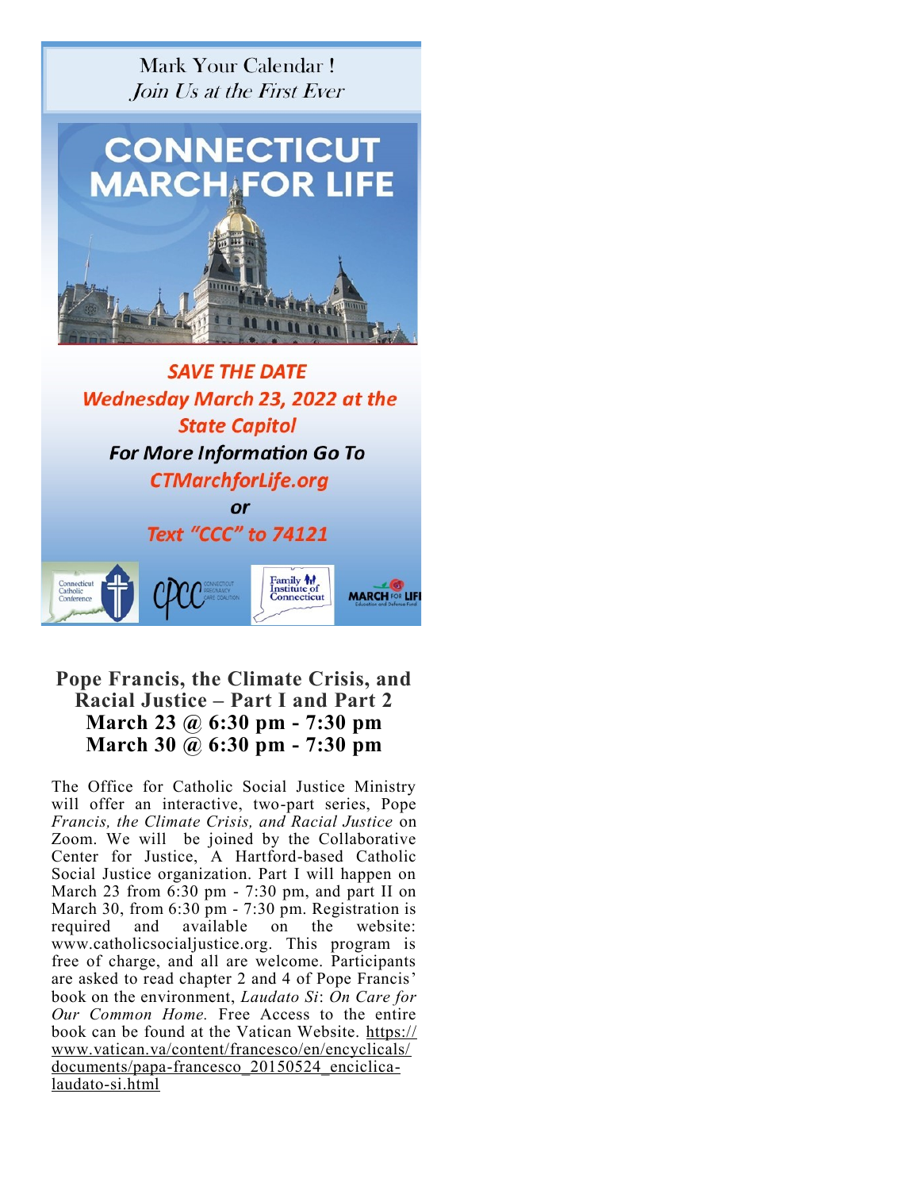Mark Your Calendar !

*Join Us at the First Ever*

# CONNECTICUT MARCH FOR LIFE

***SAVE THE DATE***

***Wednesday March 23, 2022 at the State Capitol***

***For More Information Go To***

***CTMarchforLife.org***

***or***

***Text "CCC" to 74121***

Connecticut Catholic Conference | CPCC Connecticut Pregnancy Care Coalition | Family Institute of Connecticut | MARCH FOR LIFE Education and Defense Fund

## Pope Francis, the Climate Crisis, and Racial Justice – Part I and Part 2

**March 23 @ 6:30 pm - 7:30 pm**

**March 30 @ 6:30 pm - 7:30 pm**

The Office for Catholic Social Justice Ministry will offer an interactive, two-part series, Pope *Francis, the Climate Crisis, and Racial Justice* on Zoom. We will be joined by the Collaborative Center for Justice, A Hartford-based Catholic Social Justice organization. Part I will happen on March 23 from 6:30 pm - 7:30 pm, and part II on March 30, from 6:30 pm - 7:30 pm. Registration is required and available on the website: www.catholicsocialjustice.org. This program is free of charge, and all are welcome. Participants are asked to read chapter 2 and 4 of Pope Francis' book on the environment, *Laudato Si*: *On Care for Our Common Home.* Free Access to the entire book can be found at the Vatican Website. https://www.vatican.va/content/francesco/en/encyclicals/documents/papa-francesco_20150524_enciclica-laudato-si.html